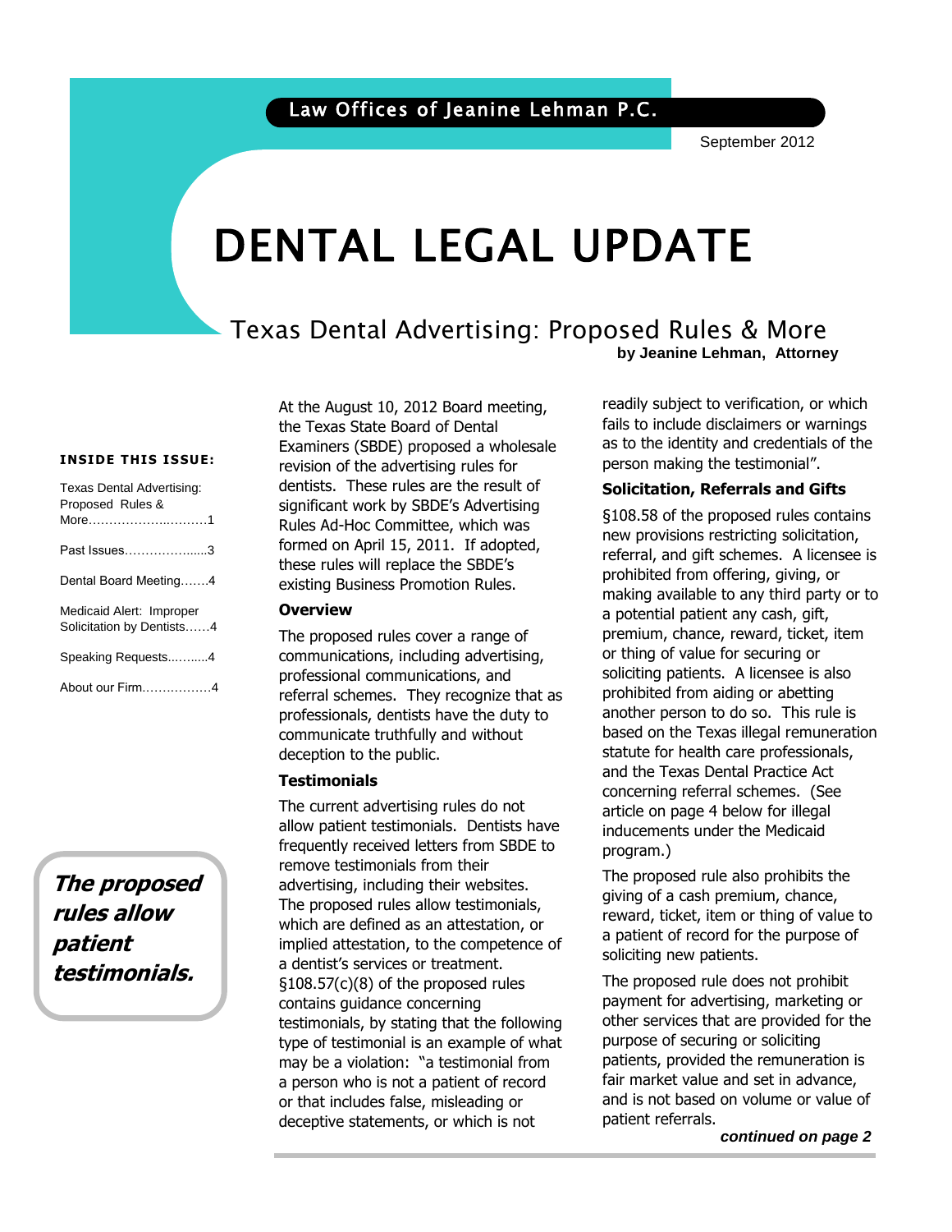Law Offices of Jeanine Lehman P.C.

September 2012

# DENTAL LEGAL UPDATE

## Texas Dental Advertising: Proposed Rules & More

**by Jeanine Lehman, Attorney**

**INSIDE THIS ISSUE:**

- Texas Dental Advertising: Proposed Rules & More……1
- Past Issues……3
- Dental Board Meeting……4
- Medicaid Alert: Improper Solicitation by Dentists……4
- Speaking Requests……4
- About our Firm……4

***The proposed rules allow patient testimonials.***

At the August 10, 2012 Board meeting, the Texas State Board of Dental Examiners (SBDE) proposed a wholesale revision of the advertising rules for dentists. These rules are the result of significant work by SBDE's Advertising Rules Ad-Hoc Committee, which was formed on April 15, 2011. If adopted, these rules will replace the SBDE's existing Business Promotion Rules.

### Overview

The proposed rules cover a range of communications, including advertising, professional communications, and referral schemes. They recognize that as professionals, dentists have the duty to communicate truthfully and without deception to the public.

### Testimonials

The current advertising rules do not allow patient testimonials. Dentists have frequently received letters from SBDE to remove testimonials from their advertising, including their websites. The proposed rules allow testimonials, which are defined as an attestation, or implied attestation, to the competence of a dentist's services or treatment. §108.57(c)(8) of the proposed rules contains guidance concerning testimonials, by stating that the following type of testimonial is an example of what may be a violation: "a testimonial from a person who is not a patient of record or that includes false, misleading or deceptive statements, or which is not readily subject to verification, or which fails to include disclaimers or warnings as to the identity and credentials of the person making the testimonial".

### Solicitation, Referrals and Gifts

§108.58 of the proposed rules contains new provisions restricting solicitation, referral, and gift schemes. A licensee is prohibited from offering, giving, or making available to any third party or to a potential patient any cash, gift, premium, chance, reward, ticket, item or thing of value for securing or soliciting patients. A licensee is also prohibited from aiding or abetting another person to do so. This rule is based on the Texas illegal remuneration statute for health care professionals, and the Texas Dental Practice Act concerning referral schemes. (See article on page 4 below for illegal inducements under the Medicaid program.)

The proposed rule also prohibits the giving of a cash premium, chance, reward, ticket, item or thing of value to a patient of record for the purpose of soliciting new patients.

The proposed rule does not prohibit payment for advertising, marketing or other services that are provided for the purpose of securing or soliciting patients, provided the remuneration is fair market value and set in advance, and is not based on volume or value of patient referrals.

***continued on page 2***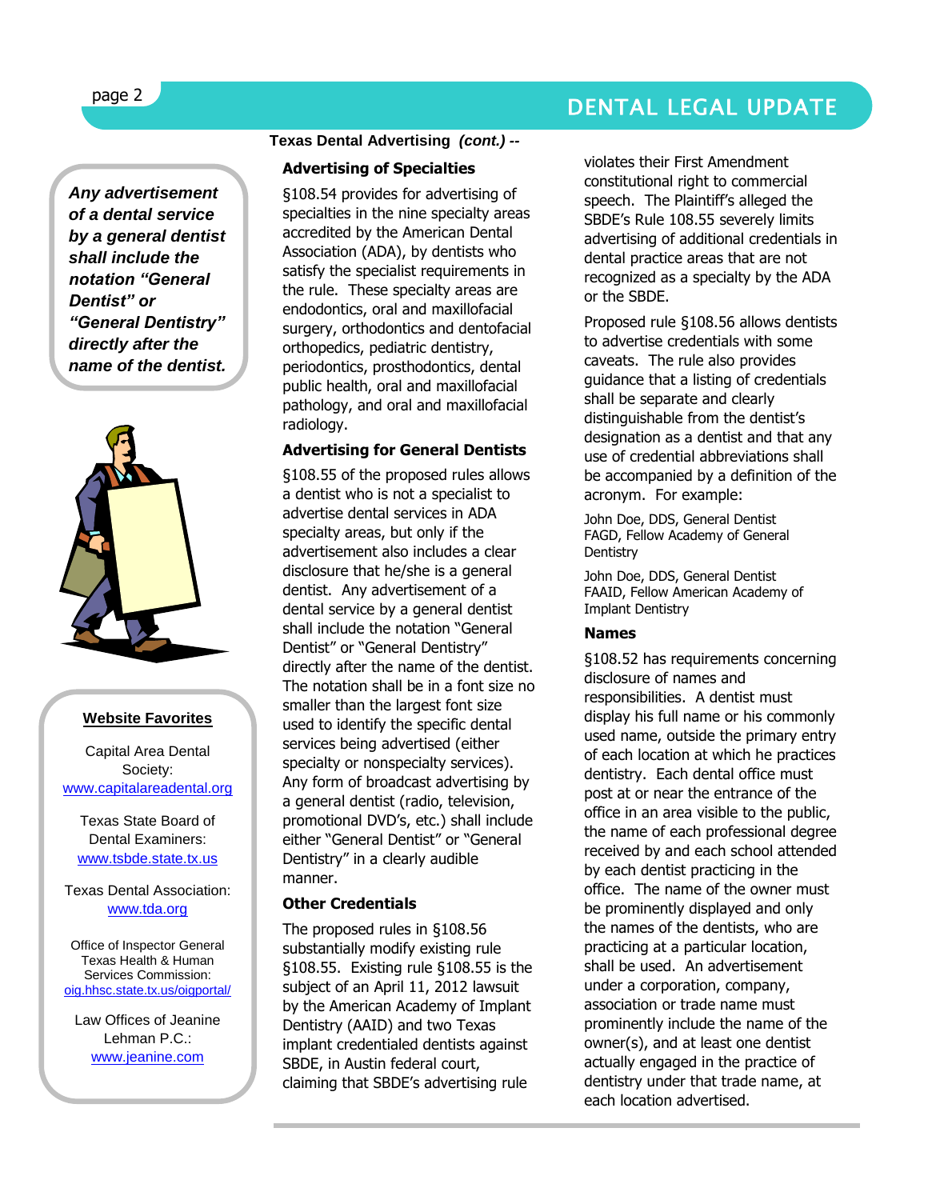## Texas Dental Advertising *(cont.)* --

### Advertising of Specialties

§108.54 provides for advertising of specialties in the nine specialty areas accredited by the American Dental Association (ADA), by dentists who satisfy the specialist requirements in the rule. These specialty areas are endodontics, oral and maxillofacial surgery, orthodontics and dentofacial orthopedics, pediatric dentistry, periodontics, prosthodontics, dental public health, oral and maxillofacial pathology, and oral and maxillofacial radiology.

### Advertising for General Dentists

§108.55 of the proposed rules allows a dentist who is not a specialist to advertise dental services in ADA specialty areas, but only if the advertisement also includes a clear disclosure that he/she is a general dentist. Any advertisement of a dental service by a general dentist shall include the notation "General Dentist" or "General Dentistry" directly after the name of the dentist. The notation shall be in a font size no smaller than the largest font size used to identify the specific dental services being advertised (either specialty or nonspecialty services). Any form of broadcast advertising by a general dentist (radio, television, promotional DVD's, etc.) shall include either "General Dentist" or "General Dentistry" in a clearly audible manner.

### Other Credentials

The proposed rules in §108.56 substantially modify existing rule §108.55. Existing rule §108.55 is the subject of an April 11, 2012 lawsuit by the American Academy of Implant Dentistry (AAID) and two Texas implant credentialed dentists against SBDE, in Austin federal court, claiming that SBDE's advertising rule violates their First Amendment constitutional right to commercial speech. The Plaintiff's alleged the SBDE's Rule 108.55 severely limits advertising of additional credentials in dental practice areas that are not recognized as a specialty by the ADA or the SBDE.

Proposed rule §108.56 allows dentists to advertise credentials with some caveats. The rule also provides guidance that a listing of credentials shall be separate and clearly distinguishable from the dentist's designation as a dentist and that any use of credential abbreviations shall be accompanied by a definition of the acronym. For example:

John Doe, DDS, General Dentist
FAGD, Fellow Academy of General Dentistry

John Doe, DDS, General Dentist
FAAID, Fellow American Academy of Implant Dentistry

### Names

§108.52 has requirements concerning disclosure of names and responsibilities. A dentist must display his full name or his commonly used name, outside the primary entry of each location at which he practices dentistry. Each dental office must post at or near the entrance of the office in an area visible to the public, the name of each professional degree received by and each school attended by each dentist practicing in the office. The name of the owner must be prominently displayed and only the names of the dentists, who are practicing at a particular location, shall be used. An advertisement under a corporation, company, association or trade name must prominently include the name of the owner(s), and at least one dentist actually engaged in the practice of dentistry under that trade name, at each location advertised.

---

***Any advertisement of a dental service by a general dentist shall include the notation "General Dentist" or "General Dentistry" directly after the name of the dentist.***

---

**Website Favorites**

Capital Area Dental Society:
www.capitalareadental.org

Texas State Board of Dental Examiners:
www.tsbde.state.tx.us

Texas Dental Association:
www.tda.org

Office of Inspector General Texas Health & Human Services Commission:
oig.hhsc.state.tx.us/oigportal/

Law Offices of Jeanine Lehman P.C.:
www.jeanine.com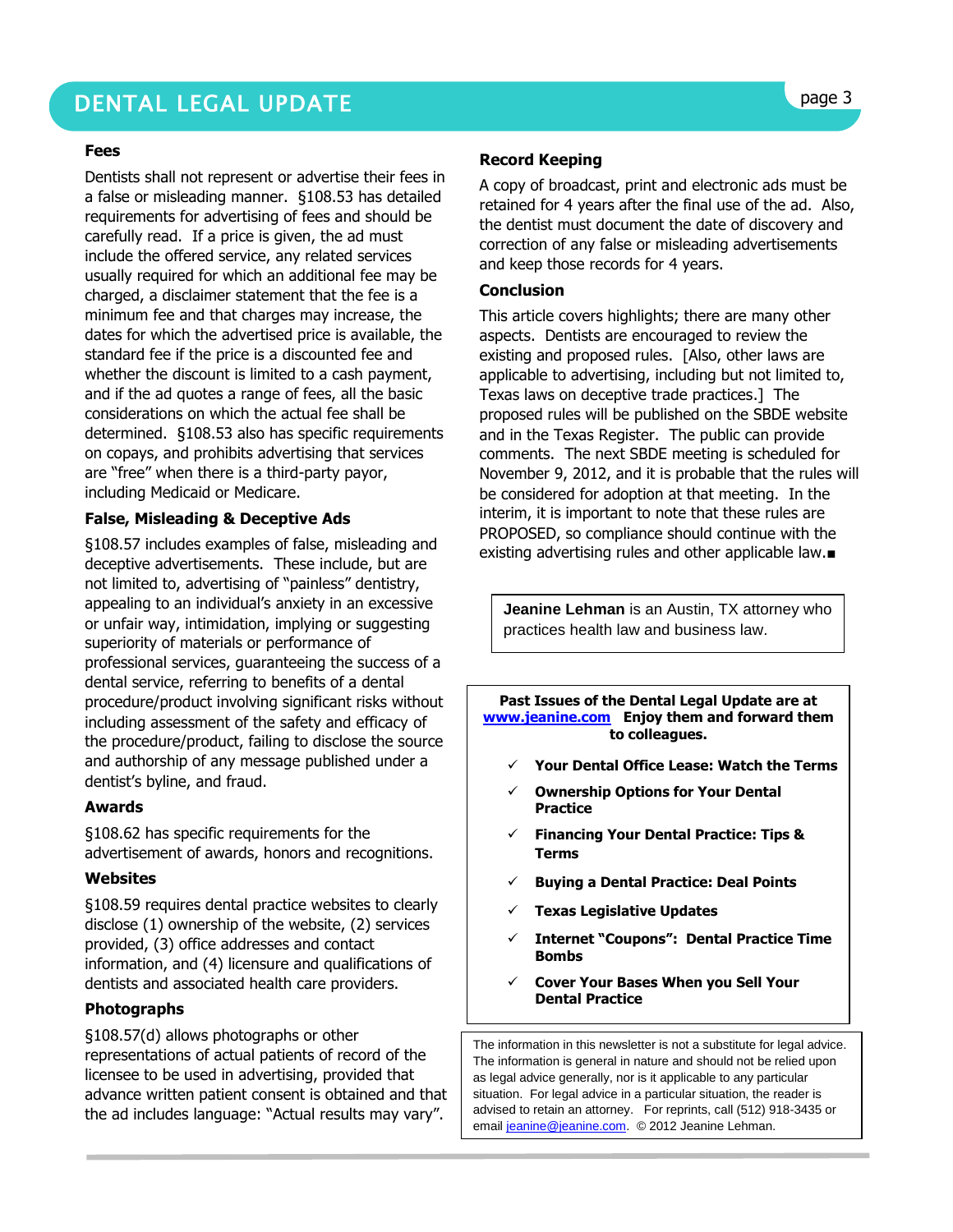### Fees

Dentists shall not represent or advertise their fees in a false or misleading manner. §108.53 has detailed requirements for advertising of fees and should be carefully read. If a price is given, the ad must include the offered service, any related services usually required for which an additional fee may be charged, a disclaimer statement that the fee is a minimum fee and that charges may increase, the dates for which the advertised price is available, the standard fee if the price is a discounted fee and whether the discount is limited to a cash payment, and if the ad quotes a range of fees, all the basic considerations on which the actual fee shall be determined. §108.53 also has specific requirements on copays, and prohibits advertising that services are "free" when there is a third-party payor, including Medicaid or Medicare.

### False, Misleading & Deceptive Ads

§108.57 includes examples of false, misleading and deceptive advertisements. These include, but are not limited to, advertising of "painless" dentistry, appealing to an individual's anxiety in an excessive or unfair way, intimidation, implying or suggesting superiority of materials or performance of professional services, guaranteeing the success of a dental service, referring to benefits of a dental procedure/product involving significant risks without including assessment of the safety and efficacy of the procedure/product, failing to disclose the source and authorship of any message published under a dentist's byline, and fraud.

### Awards

§108.62 has specific requirements for the advertisement of awards, honors and recognitions.

### Websites

§108.59 requires dental practice websites to clearly disclose (1) ownership of the website, (2) services provided, (3) office addresses and contact information, and (4) licensure and qualifications of dentists and associated health care providers.

### Photographs

§108.57(d) allows photographs or other representations of actual patients of record of the licensee to be used in advertising, provided that advance written patient consent is obtained and that the ad includes language: "Actual results may vary".

### Record Keeping

A copy of broadcast, print and electronic ads must be retained for 4 years after the final use of the ad. Also, the dentist must document the date of discovery and correction of any false or misleading advertisements and keep those records for 4 years.

### Conclusion

This article covers highlights; there are many other aspects. Dentists are encouraged to review the existing and proposed rules. [Also, other laws are applicable to advertising, including but not limited to, Texas laws on deceptive trade practices.] The proposed rules will be published on the SBDE website and in the Texas Register. The public can provide comments. The next SBDE meeting is scheduled for November 9, 2012, and it is probable that the rules will be considered for adoption at that meeting. In the interim, it is important to note that these rules are PROPOSED, so compliance should continue with the existing advertising rules and other applicable law.■

**Jeanine Lehman** is an Austin, TX attorney who practices health law and business law.

**Past Issues of the Dental Legal Update are at [www.jeanine.com](http://www.jeanine.com) Enjoy them and forward them to colleagues.**

- ✓ **Your Dental Office Lease: Watch the Terms**
- ✓ **Ownership Options for Your Dental Practice**
- ✓ **Financing Your Dental Practice: Tips & Terms**
- ✓ **Buying a Dental Practice: Deal Points**
- ✓ **Texas Legislative Updates**
- ✓ **Internet "Coupons": Dental Practice Time Bombs**
- ✓ **Cover Your Bases When you Sell Your Dental Practice**

The information in this newsletter is not a substitute for legal advice. The information is general in nature and should not be relied upon as legal advice generally, nor is it applicable to any particular situation. For legal advice in a particular situation, the reader is advised to retain an attorney. For reprints, call (512) 918-3435 or email [jeanine@jeanine.com](mailto:jeanine@jeanine.com). © 2012 Jeanine Lehman.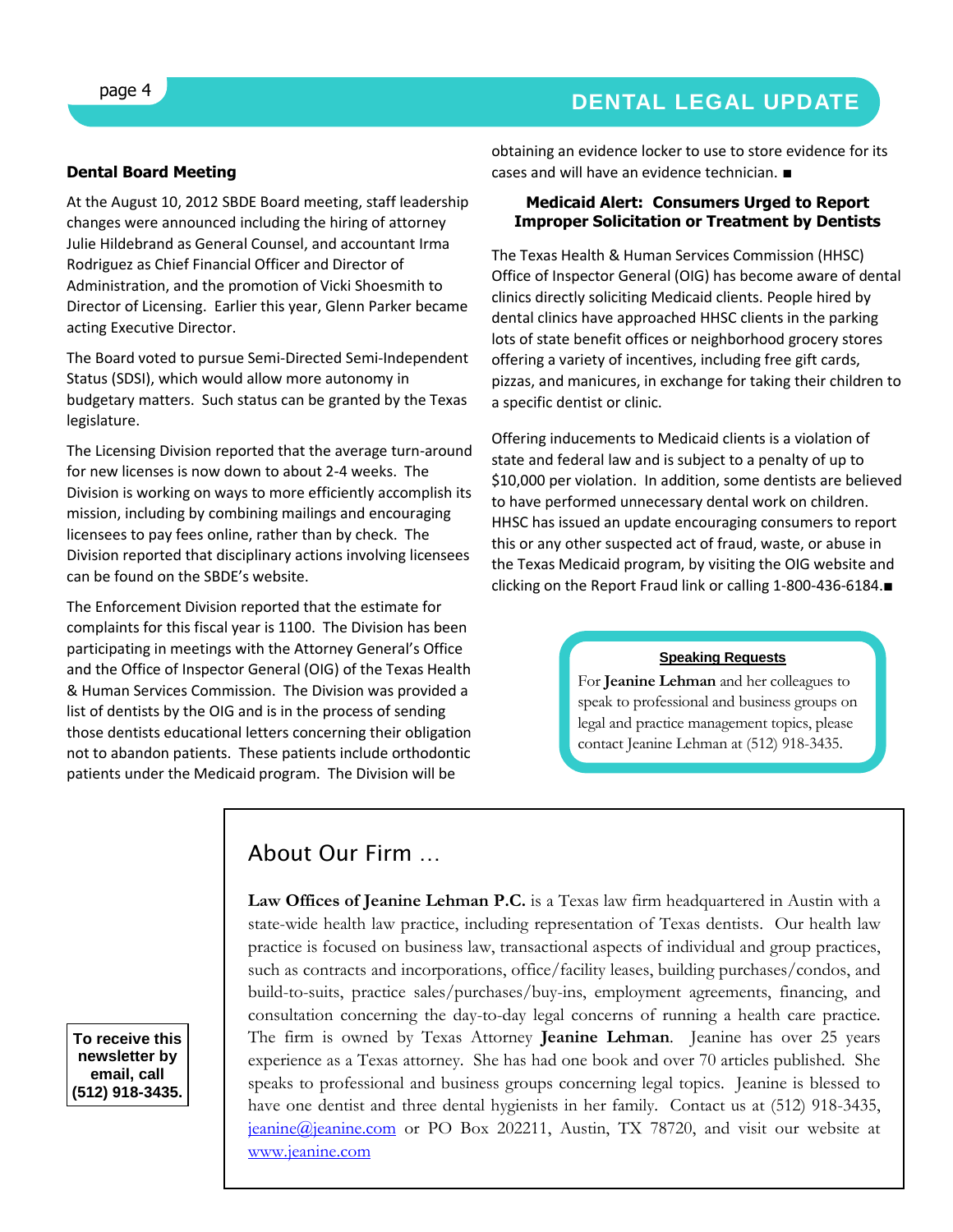## Dental Board Meeting

At the August 10, 2012 SBDE Board meeting, staff leadership changes were announced including the hiring of attorney Julie Hildebrand as General Counsel, and accountant Irma Rodriguez as Chief Financial Officer and Director of Administration, and the promotion of Vicki Shoesmith to Director of Licensing. Earlier this year, Glenn Parker became acting Executive Director.

The Board voted to pursue Semi-Directed Semi-Independent Status (SDSI), which would allow more autonomy in budgetary matters. Such status can be granted by the Texas legislature.

The Licensing Division reported that the average turn-around for new licenses is now down to about 2-4 weeks. The Division is working on ways to more efficiently accomplish its mission, including by combining mailings and encouraging licensees to pay fees online, rather than by check. The Division reported that disciplinary actions involving licensees can be found on the SBDE's website.

The Enforcement Division reported that the estimate for complaints for this fiscal year is 1100. The Division has been participating in meetings with the Attorney General's Office and the Office of Inspector General (OIG) of the Texas Health & Human Services Commission. The Division was provided a list of dentists by the OIG and is in the process of sending those dentists educational letters concerning their obligation not to abandon patients. These patients include orthodontic patients under the Medicaid program. The Division will be obtaining an evidence locker to use to store evidence for its cases and will have an evidence technician. ■

## Medicaid Alert: Consumers Urged to Report Improper Solicitation or Treatment by Dentists

The Texas Health & Human Services Commission (HHSC) Office of Inspector General (OIG) has become aware of dental clinics directly soliciting Medicaid clients. People hired by dental clinics have approached HHSC clients in the parking lots of state benefit offices or neighborhood grocery stores offering a variety of incentives, including free gift cards, pizzas, and manicures, in exchange for taking their children to a specific dentist or clinic.

Offering inducements to Medicaid clients is a violation of state and federal law and is subject to a penalty of up to $10,000 per violation. In addition, some dentists are believed to have performed unnecessary dental work on children. HHSC has issued an update encouraging consumers to report this or any other suspected act of fraud, waste, or abuse in the Texas Medicaid program, by visiting the OIG website and clicking on the Report Fraud link or calling 1-800-436-6184.■

**Speaking Requests**

For **Jeanine Lehman** and her colleagues to speak to professional and business groups on legal and practice management topics, please contact Jeanine Lehman at (512) 918-3435.

## About Our Firm …

**Law Offices of Jeanine Lehman P.C.** is a Texas law firm headquartered in Austin with a state-wide health law practice, including representation of Texas dentists. Our health law practice is focused on business law, transactional aspects of individual and group practices, such as contracts and incorporations, office/facility leases, building purchases/condos, and build-to-suits, practice sales/purchases/buy-ins, employment agreements, financing, and consultation concerning the day-to-day legal concerns of running a health care practice. The firm is owned by Texas Attorney **Jeanine Lehman**. Jeanine has over 25 years experience as a Texas attorney. She has had one book and over 70 articles published. She speaks to professional and business groups concerning legal topics. Jeanine is blessed to have one dentist and three dental hygienists in her family. Contact us at (512) 918-3435, jeanine@jeanine.com or PO Box 202211, Austin, TX 78720, and visit our website at www.jeanine.com

**To receive this newsletter by email, call (512) 918-3435.**